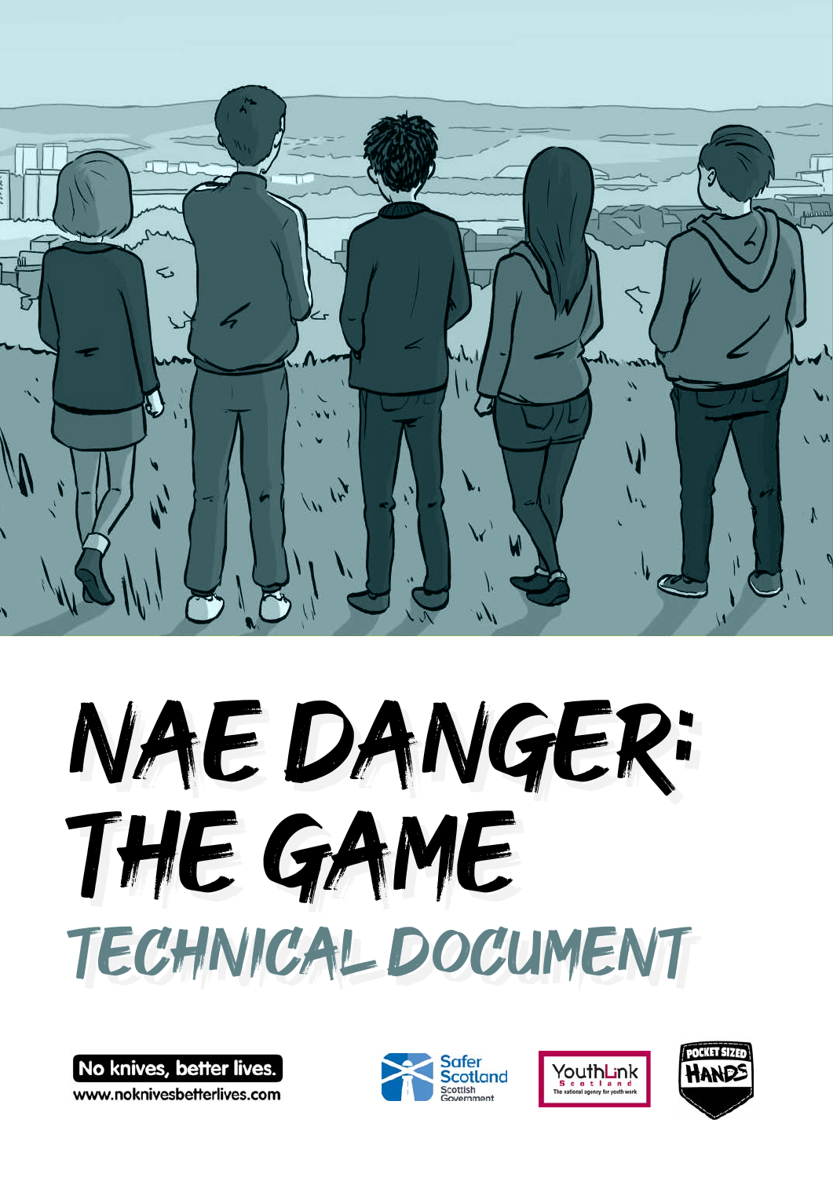# NAE DANGER: THE GAME

## TECHNICAL DOCUMENT

No knives, better lives.
www.noknivesbetterlives.com

Safer Scotland
Scottish Government

YouthLink Scotland
The national agency for youth work

POCKET SIZED HANDS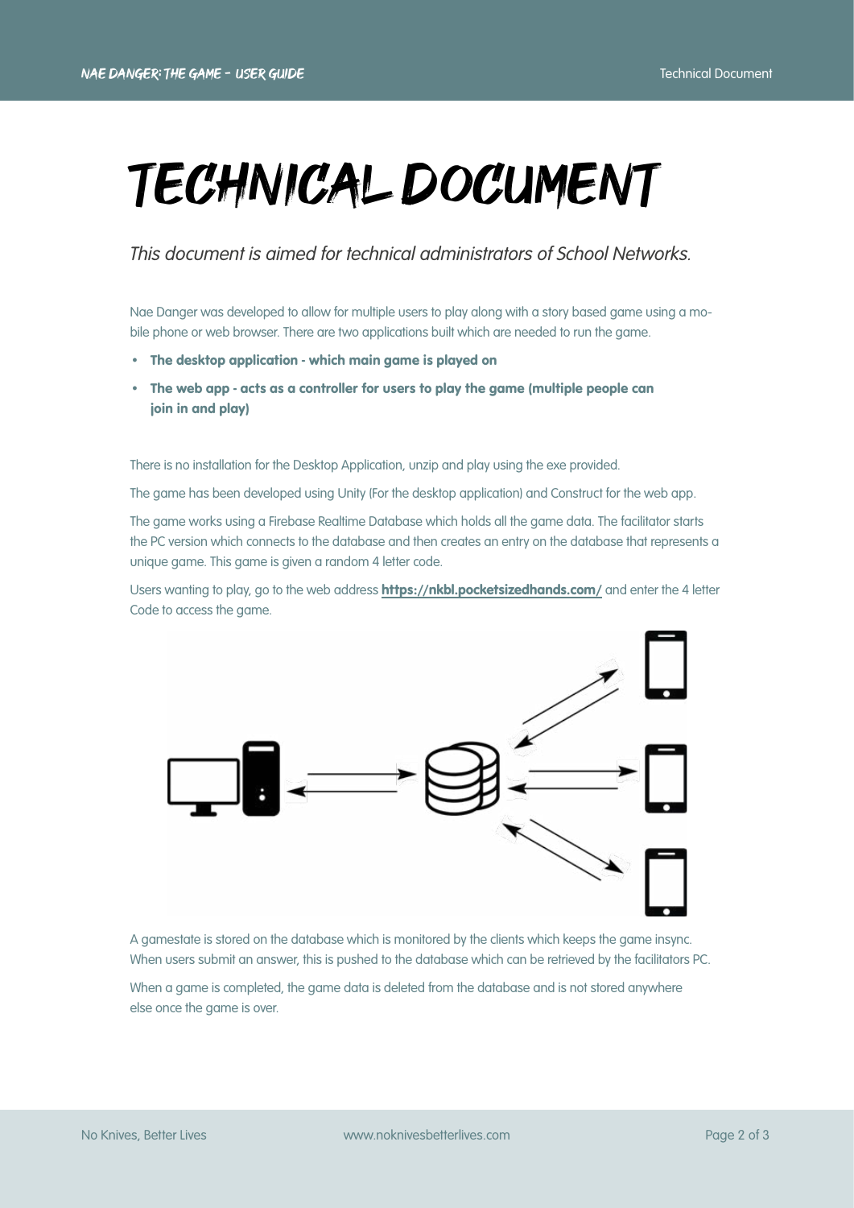# TECHNICAL DOCUMENT

*This document is aimed for technical administrators of School Networks.*

Nae Danger was developed to allow for multiple users to play along with a story based game using a mobile phone or web browser. There are two applications built which are needed to run the game.

- **The desktop application - which main game is played on**
- **The web app - acts as a controller for users to play the game (multiple people can join in and play)**

There is no installation for the Desktop Application, unzip and play using the exe provided.

The game has been developed using Unity (For the desktop application) and Construct for the web app.

The game works using a Firebase Realtime Database which holds all the game data. The facilitator starts the PC version which connects to the database and then creates an entry on the database that represents a unique game. This game is given a random 4 letter code.

Users wanting to play, go to the web address **https://nkbl.pocketsizedhands.com/** and enter the 4 letter Code to access the game.

A gamestate is stored on the database which is monitored by the clients which keeps the game insync. When users submit an answer, this is pushed to the database which can be retrieved by the facilitators PC.

When a game is completed, the game data is deleted from the database and is not stored anywhere else once the game is over.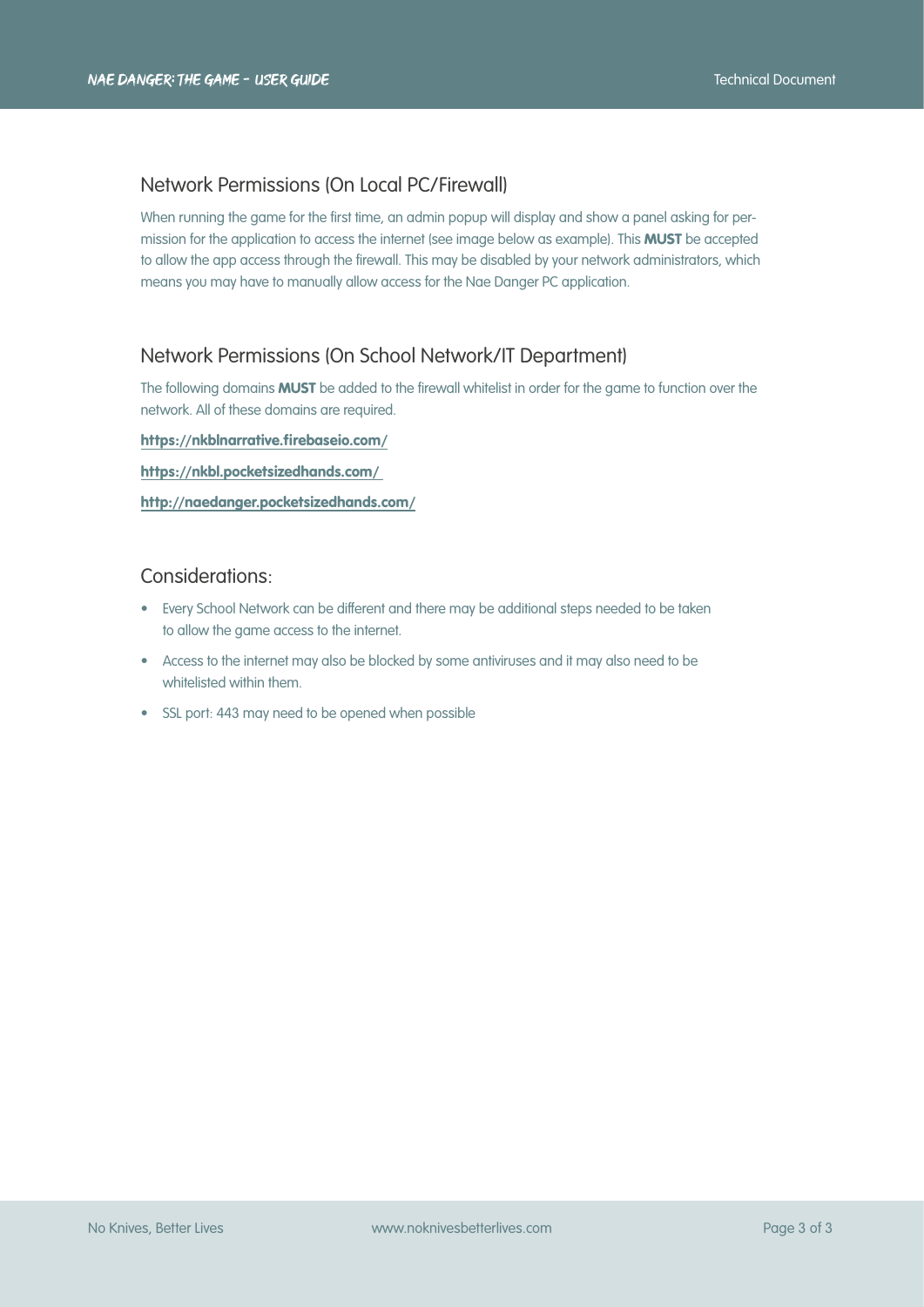## Network Permissions (On Local PC/Firewall)

When running the game for the first time, an admin popup will display and show a panel asking for permission for the application to access the internet (see image below as example). This **MUST** be accepted to allow the app access through the firewall. This may be disabled by your network administrators, which means you may have to manually allow access for the Nae Danger PC application.

## Network Permissions (On School Network/IT Department)

The following domains **MUST** be added to the firewall whitelist in order for the game to function over the network. All of these domains are required.

**https://nkblnarrative.firebaseio.com/**

**https://nkbl.pocketsizedhands.com/**

**http://naedanger.pocketsizedhands.com/**

## Considerations:

- Every School Network can be different and there may be additional steps needed to be taken to allow the game access to the internet.
- Access to the internet may also be blocked by some antiviruses and it may also need to be whitelisted within them.
- SSL port: 443 may need to be opened when possible